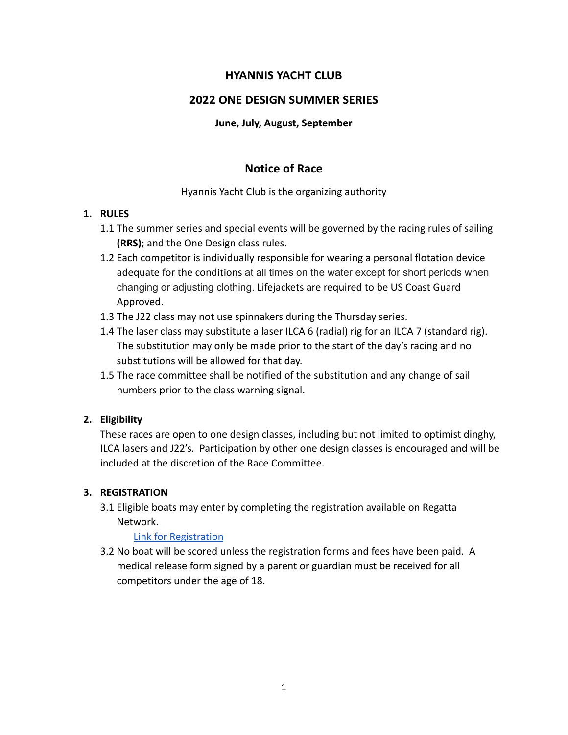# HYANNIS YACHT CLUB

## 2022 ONE DESIGN SUMMER SERIES

**June, July, August, September**

## Notice of Race

Hyannis Yacht Club is the organizing authority

### 1. RULES

1.1 The summer series and special events will be governed by the racing rules of sailing **(RRS)**; and the One Design class rules.

1.2 Each competitor is individually responsible for wearing a personal flotation device adequate for the conditions at all times on the water except for short periods when changing or adjusting clothing. Lifejackets are required to be US Coast Guard Approved.

1.3 The J22 class may not use spinnakers during the Thursday series.

1.4 The laser class may substitute a laser ILCA 6 (radial) rig for an ILCA 7 (standard rig). The substitution may only be made prior to the start of the day's racing and no substitutions will be allowed for that day.

1.5 The race committee shall be notified of the substitution and any change of sail numbers prior to the class warning signal.

### 2. Eligibility

These races are open to one design classes, including but not limited to optimist dinghy, ILCA lasers and J22's. Participation by other one design classes is encouraged and will be included at the discretion of the Race Committee.

### 3. REGISTRATION

3.1 Eligible boats may enter by completing the registration available on Regatta Network.

Link for Registration

3.2 No boat will be scored unless the registration forms and fees have been paid. A medical release form signed by a parent or guardian must be received for all competitors under the age of 18.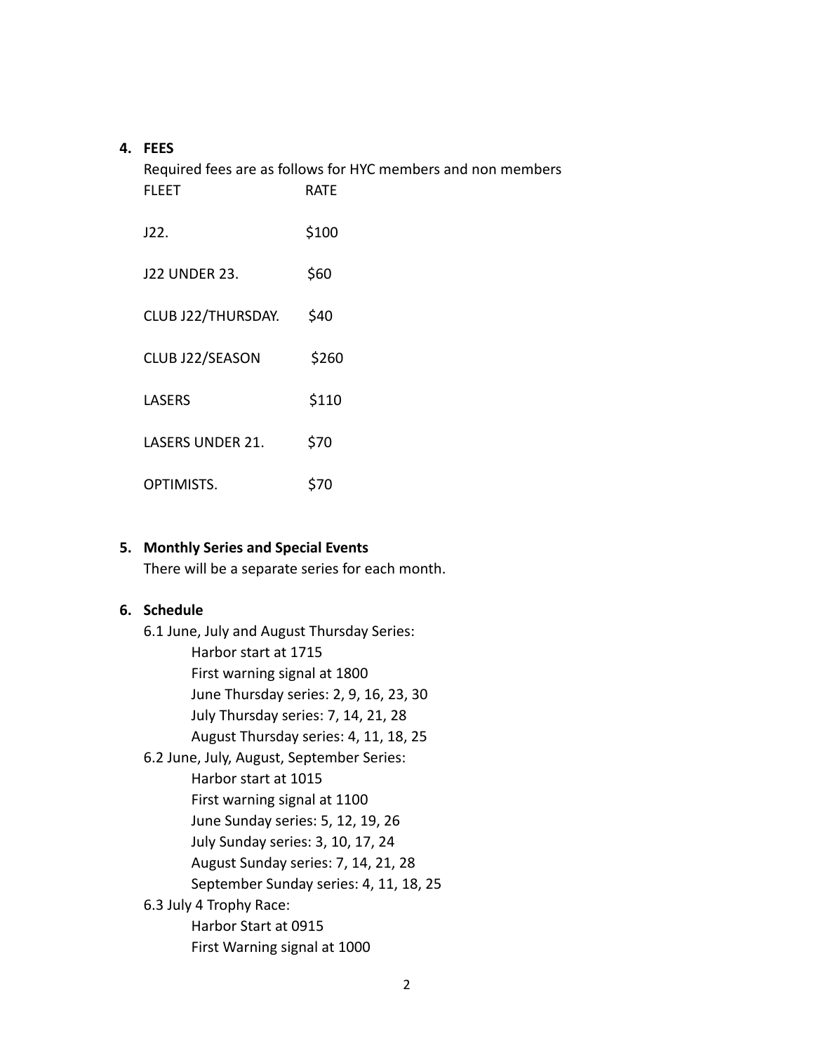**4. FEES**

Required fees are as follows for HYC members and non members

| FLEET | RATE |
|---|---|
| J22. | $100 |
| J22 UNDER 23. | $60 |
| CLUB J22/THURSDAY. | $40 |
| CLUB J22/SEASON | $260 |
| LASERS | $110 |
| LASERS UNDER 21. | $70 |
| OPTIMISTS. | $70 |

**5. Monthly Series and Special Events**

There will be a separate series for each month.

**6. Schedule**

6.1 June, July and August Thursday Series:

- Harbor start at 1715
- First warning signal at 1800
- June Thursday series: 2, 9, 16, 23, 30
- July Thursday series: 7, 14, 21, 28
- August Thursday series: 4, 11, 18, 25

6.2 June, July, August, September Series:

- Harbor start at 1015
- First warning signal at 1100
- June Sunday series: 5, 12, 19, 26
- July Sunday series: 3, 10, 17, 24
- August Sunday series: 7, 14, 21, 28
- September Sunday series: 4, 11, 18, 25

6.3 July 4 Trophy Race:

- Harbor Start at 0915
- First Warning signal at 1000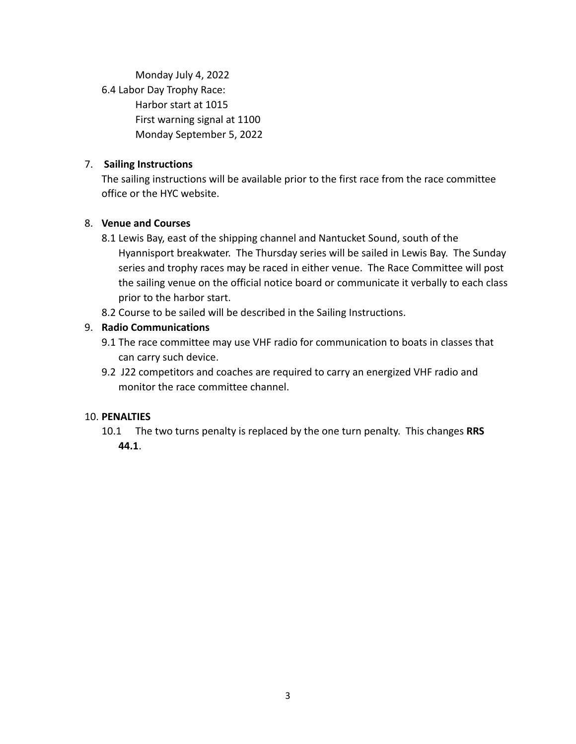Monday July 4, 2022

6.4 Labor Day Trophy Race:
Harbor start at 1015
First warning signal at 1100
Monday September 5, 2022

7. **Sailing Instructions**

The sailing instructions will be available prior to the first race from the race committee office or the HYC website.

8. **Venue and Courses**

8.1 Lewis Bay, east of the shipping channel and Nantucket Sound, south of the Hyannisport breakwater. The Thursday series will be sailed in Lewis Bay. The Sunday series and trophy races may be raced in either venue. The Race Committee will post the sailing venue on the official notice board or communicate it verbally to each class prior to the harbor start.

8.2 Course to be sailed will be described in the Sailing Instructions.

9. **Radio Communications**

9.1 The race committee may use VHF radio for communication to boats in classes that can carry such device.

9.2 J22 competitors and coaches are required to carry an energized VHF radio and monitor the race committee channel.

10. **PENALTIES**

10.1 The two turns penalty is replaced by the one turn penalty. This changes **RRS 44.1**.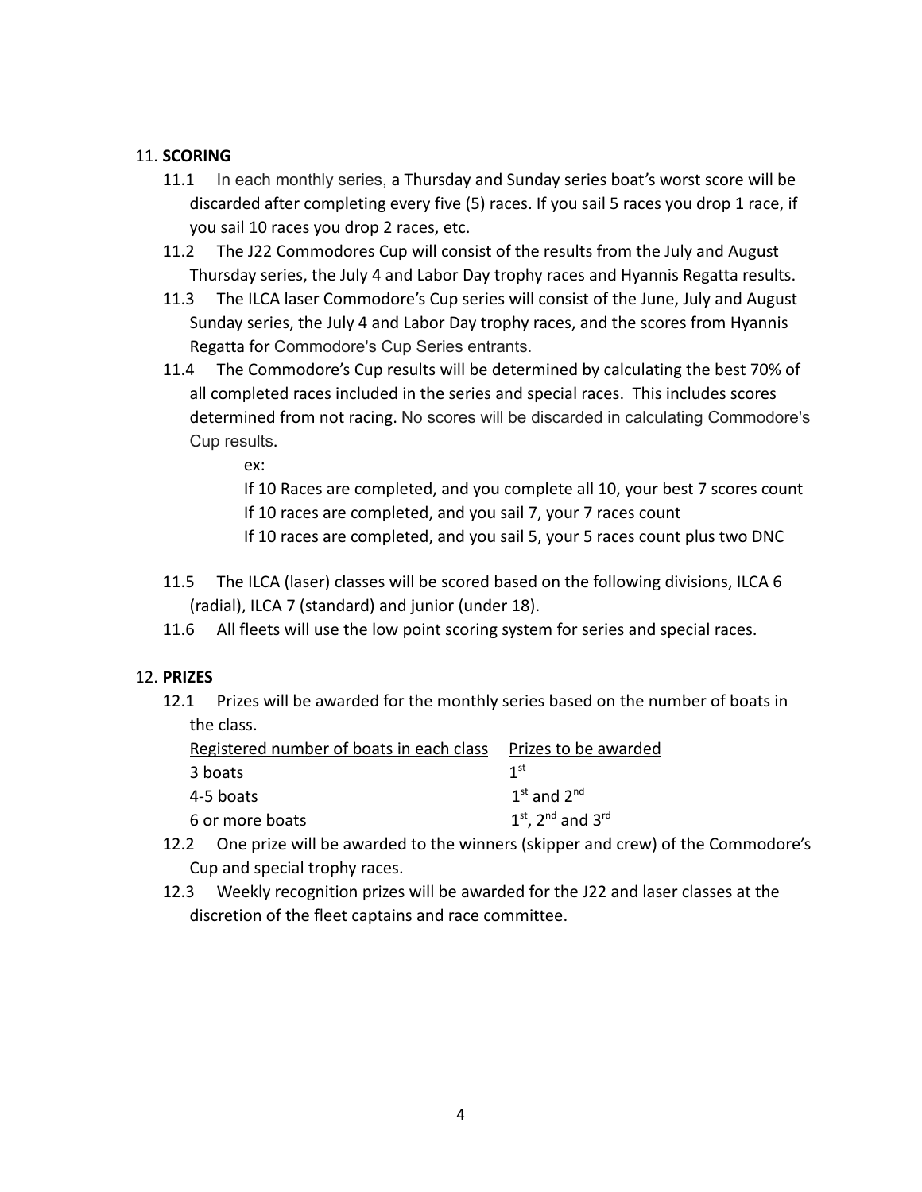11. **SCORING**

11.1 In each monthly series, a Thursday and Sunday series boat's worst score will be discarded after completing every five (5) races. If you sail 5 races you drop 1 race, if you sail 10 races you drop 2 races, etc.

11.2 The J22 Commodores Cup will consist of the results from the July and August Thursday series, the July 4 and Labor Day trophy races and Hyannis Regatta results.

11.3 The ILCA laser Commodore's Cup series will consist of the June, July and August Sunday series, the July 4 and Labor Day trophy races, and the scores from Hyannis Regatta for Commodore's Cup Series entrants.

11.4 The Commodore's Cup results will be determined by calculating the best 70% of all completed races included in the series and special races. This includes scores determined from not racing. No scores will be discarded in calculating Commodore's Cup results.

ex:

If 10 Races are completed, and you complete all 10, your best 7 scores count
If 10 races are completed, and you sail 7, your 7 races count
If 10 races are completed, and you sail 5, your 5 races count plus two DNC

11.5 The ILCA (laser) classes will be scored based on the following divisions, ILCA 6 (radial), ILCA 7 (standard) and junior (under 18).

11.6 All fleets will use the low point scoring system for series and special races.

12. **PRIZES**

12.1 Prizes will be awarded for the monthly series based on the number of boats in the class.

| Registered number of boats in each class | Prizes to be awarded |
|---|---|
| 3 boats | 1st |
| 4-5 boats | 1st and 2nd |
| 6 or more boats | 1st, 2nd and 3rd |

12.2 One prize will be awarded to the winners (skipper and crew) of the Commodore's Cup and special trophy races.

12.3 Weekly recognition prizes will be awarded for the J22 and laser classes at the discretion of the fleet captains and race committee.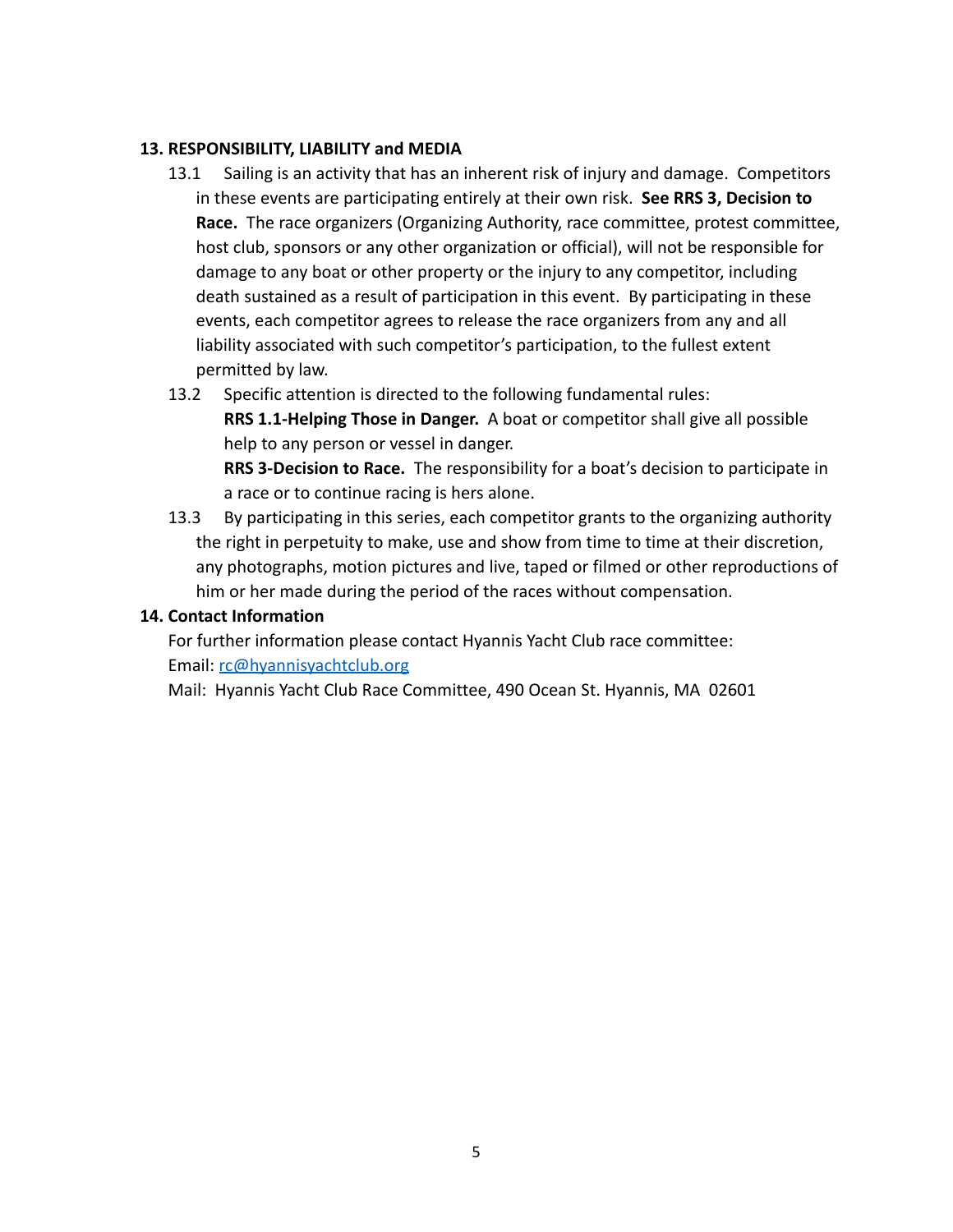## 13. RESPONSIBILITY, LIABILITY and MEDIA

13.1 Sailing is an activity that has an inherent risk of injury and damage. Competitors in these events are participating entirely at their own risk. **See RRS 3, Decision to Race.** The race organizers (Organizing Authority, race committee, protest committee, host club, sponsors or any other organization or official), will not be responsible for damage to any boat or other property or the injury to any competitor, including death sustained as a result of participation in this event. By participating in these events, each competitor agrees to release the race organizers from any and all liability associated with such competitor's participation, to the fullest extent permitted by law.

13.2 Specific attention is directed to the following fundamental rules:

**RRS 1.1-Helping Those in Danger.** A boat or competitor shall give all possible help to any person or vessel in danger.

**RRS 3-Decision to Race.** The responsibility for a boat's decision to participate in a race or to continue racing is hers alone.

13.3 By participating in this series, each competitor grants to the organizing authority the right in perpetuity to make, use and show from time to time at their discretion, any photographs, motion pictures and live, taped or filmed or other reproductions of him or her made during the period of the races without compensation.

## 14. Contact Information

For further information please contact Hyannis Yacht Club race committee:

Email: rc@hyannisyachtclub.org

Mail: Hyannis Yacht Club Race Committee, 490 Ocean St. Hyannis, MA 02601